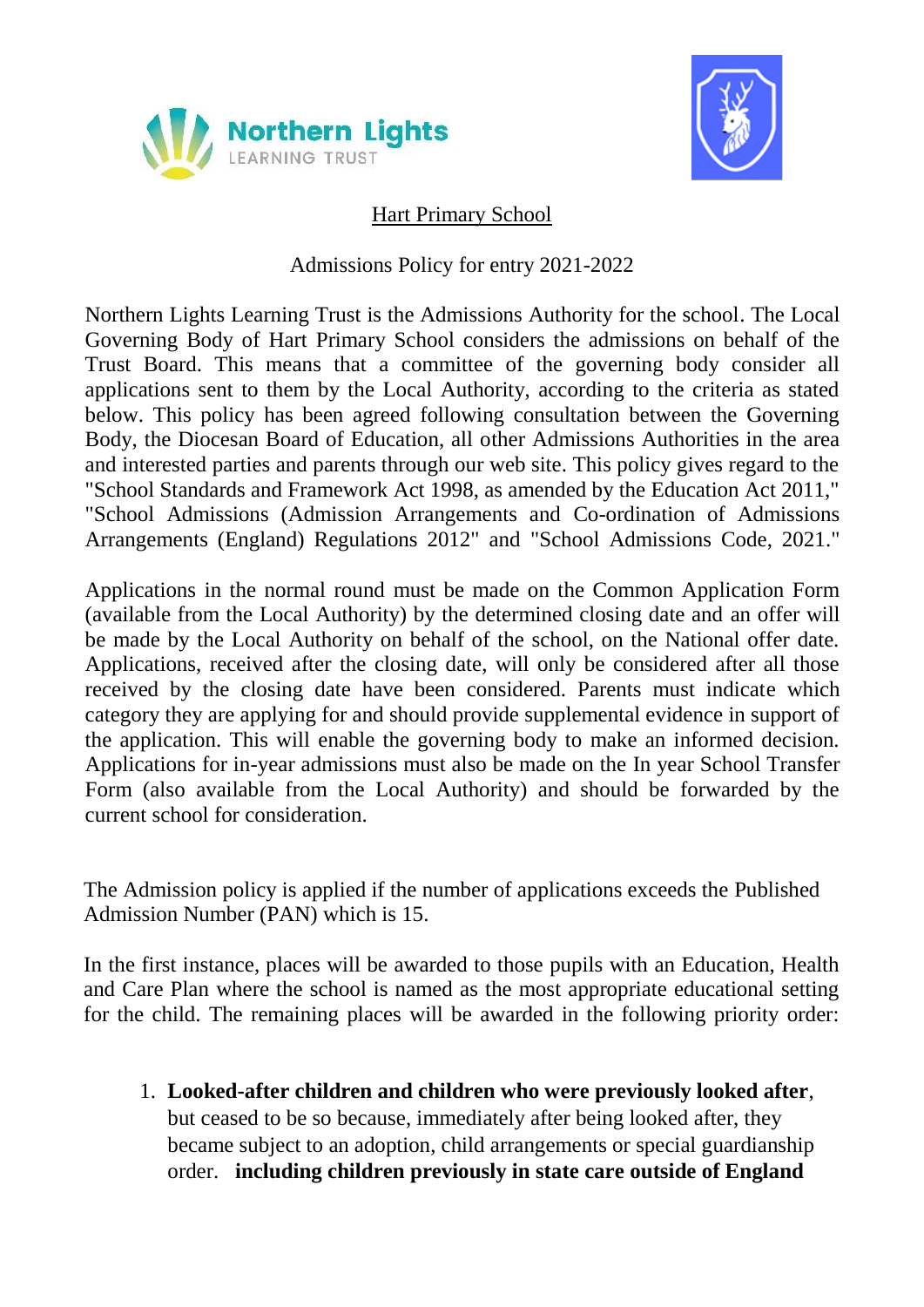Northern Lights LEARNING TRUST

# Hart Primary School

## Admissions Policy for entry 2021-2022

Northern Lights Learning Trust is the Admissions Authority for the school. The Local Governing Body of Hart Primary School considers the admissions on behalf of the Trust Board. This means that a committee of the governing body consider all applications sent to them by the Local Authority, according to the criteria as stated below. This policy has been agreed following consultation between the Governing Body, the Diocesan Board of Education, all other Admissions Authorities in the area and interested parties and parents through our web site. This policy gives regard to the "School Standards and Framework Act 1998, as amended by the Education Act 2011," "School Admissions (Admission Arrangements and Co-ordination of Admissions Arrangements (England) Regulations 2012" and "School Admissions Code, 2021."

Applications in the normal round must be made on the Common Application Form (available from the Local Authority) by the determined closing date and an offer will be made by the Local Authority on behalf of the school, on the National offer date. Applications, received after the closing date, will only be considered after all those received by the closing date have been considered. Parents must indicate which category they are applying for and should provide supplemental evidence in support of the application. This will enable the governing body to make an informed decision. Applications for in-year admissions must also be made on the In year School Transfer Form (also available from the Local Authority) and should be forwarded by the current school for consideration.

The Admission policy is applied if the number of applications exceeds the Published Admission Number (PAN) which is 15.

In the first instance, places will be awarded to those pupils with an Education, Health and Care Plan where the school is named as the most appropriate educational setting for the child. The remaining places will be awarded in the following priority order:

1. **Looked-after children and children who were previously looked after**, but ceased to be so because, immediately after being looked after, they became subject to an adoption, child arrangements or special guardianship order. **including children previously in state care outside of England**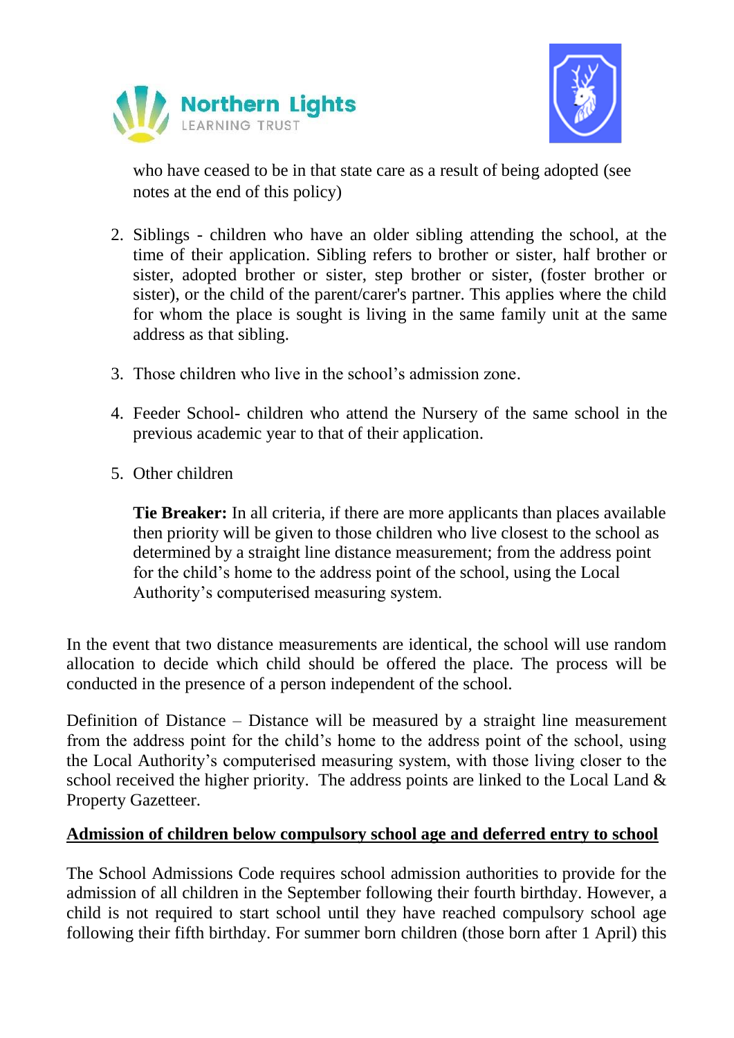who have ceased to be in that state care as a result of being adopted (see notes at the end of this policy)

2. Siblings - children who have an older sibling attending the school, at the time of their application. Sibling refers to brother or sister, half brother or sister, adopted brother or sister, step brother or sister, (foster brother or sister), or the child of the parent/carer's partner. This applies where the child for whom the place is sought is living in the same family unit at the same address as that sibling.

3. Those children who live in the school's admission zone.

4. Feeder School- children who attend the Nursery of the same school in the previous academic year to that of their application.

5. Other children

   **Tie Breaker:** In all criteria, if there are more applicants than places available then priority will be given to those children who live closest to the school as determined by a straight line distance measurement; from the address point for the child's home to the address point of the school, using the Local Authority's computerised measuring system.

In the event that two distance measurements are identical, the school will use random allocation to decide which child should be offered the place. The process will be conducted in the presence of a person independent of the school.

Definition of Distance – Distance will be measured by a straight line measurement from the address point for the child's home to the address point of the school, using the Local Authority's computerised measuring system, with those living closer to the school received the higher priority. The address points are linked to the Local Land & Property Gazetteer.

**Admission of children below compulsory school age and deferred entry to school**

The School Admissions Code requires school admission authorities to provide for the admission of all children in the September following their fourth birthday. However, a child is not required to start school until they have reached compulsory school age following their fifth birthday. For summer born children (those born after 1 April) this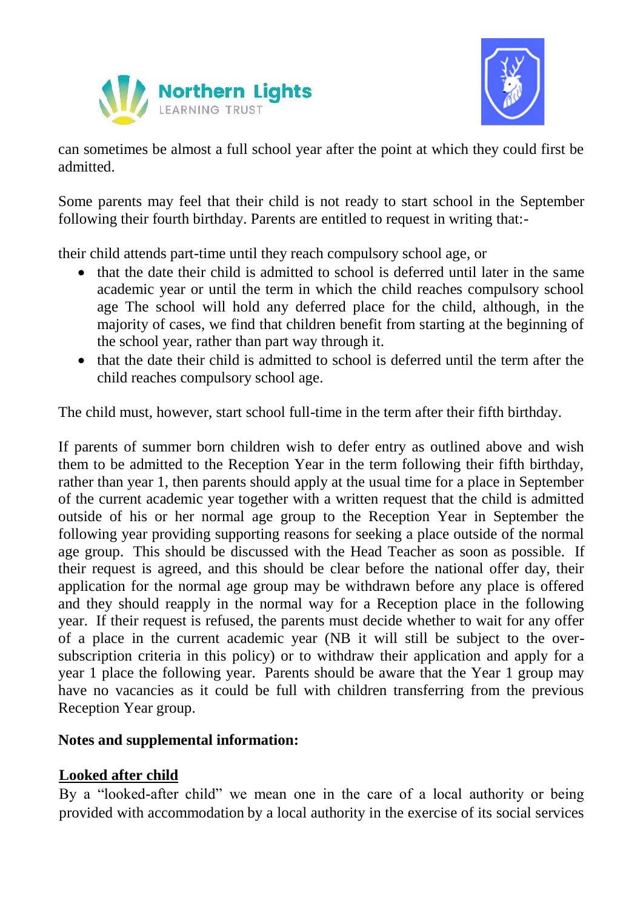can sometimes be almost a full school year after the point at which they could first be admitted.

Some parents may feel that their child is not ready to start school in the September following their fourth birthday. Parents are entitled to request in writing that:-

their child attends part-time until they reach compulsory school age, or

- that the date their child is admitted to school is deferred until later in the same academic year or until the term in which the child reaches compulsory school age The school will hold any deferred place for the child, although, in the majority of cases, we find that children benefit from starting at the beginning of the school year, rather than part way through it.
- that the date their child is admitted to school is deferred until the term after the child reaches compulsory school age.

The child must, however, start school full-time in the term after their fifth birthday.

If parents of summer born children wish to defer entry as outlined above and wish them to be admitted to the Reception Year in the term following their fifth birthday, rather than year 1, then parents should apply at the usual time for a place in September of the current academic year together with a written request that the child is admitted outside of his or her normal age group to the Reception Year in September the following year providing supporting reasons for seeking a place outside of the normal age group. This should be discussed with the Head Teacher as soon as possible. If their request is agreed, and this should be clear before the national offer day, their application for the normal age group may be withdrawn before any place is offered and they should reapply in the normal way for a Reception place in the following year. If their request is refused, the parents must decide whether to wait for any offer of a place in the current academic year (NB it will still be subject to the over-subscription criteria in this policy) or to withdraw their application and apply for a year 1 place the following year. Parents should be aware that the Year 1 group may have no vacancies as it could be full with children transferring from the previous Reception Year group.

**Notes and supplemental information:**

**Looked after child**

By a "looked-after child" we mean one in the care of a local authority or being provided with accommodation by a local authority in the exercise of its social services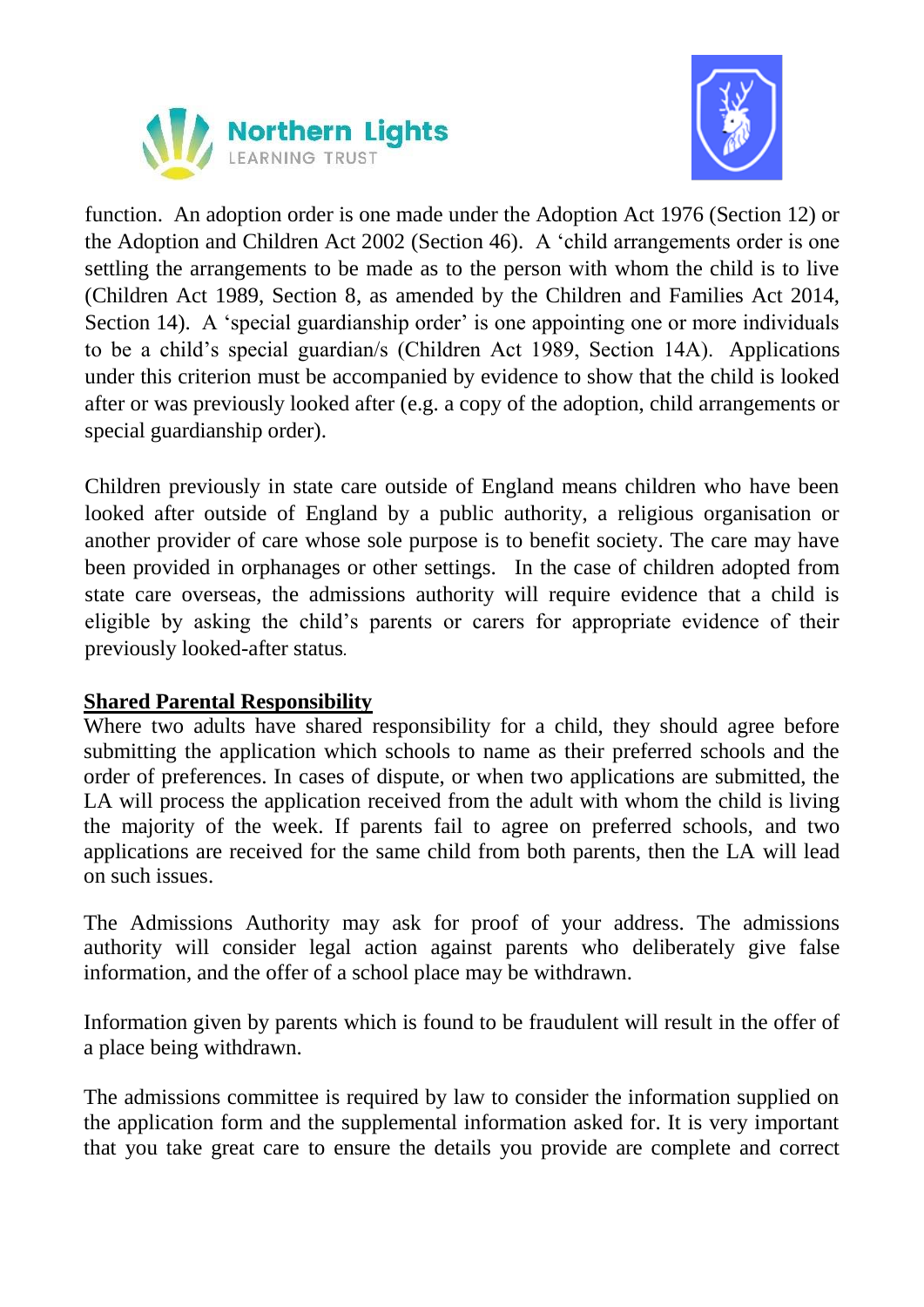function. An adoption order is one made under the Adoption Act 1976 (Section 12) or the Adoption and Children Act 2002 (Section 46). A 'child arrangements order is one settling the arrangements to be made as to the person with whom the child is to live (Children Act 1989, Section 8, as amended by the Children and Families Act 2014, Section 14). A 'special guardianship order' is one appointing one or more individuals to be a child's special guardian/s (Children Act 1989, Section 14A). Applications under this criterion must be accompanied by evidence to show that the child is looked after or was previously looked after (e.g. a copy of the adoption, child arrangements or special guardianship order).

Children previously in state care outside of England means children who have been looked after outside of England by a public authority, a religious organisation or another provider of care whose sole purpose is to benefit society. The care may have been provided in orphanages or other settings. In the case of children adopted from state care overseas, the admissions authority will require evidence that a child is eligible by asking the child's parents or carers for appropriate evidence of their previously looked-after status.

**Shared Parental Responsibility**

Where two adults have shared responsibility for a child, they should agree before submitting the application which schools to name as their preferred schools and the order of preferences. In cases of dispute, or when two applications are submitted, the LA will process the application received from the adult with whom the child is living the majority of the week. If parents fail to agree on preferred schools, and two applications are received for the same child from both parents, then the LA will lead on such issues.

The Admissions Authority may ask for proof of your address. The admissions authority will consider legal action against parents who deliberately give false information, and the offer of a school place may be withdrawn.

Information given by parents which is found to be fraudulent will result in the offer of a place being withdrawn.

The admissions committee is required by law to consider the information supplied on the application form and the supplemental information asked for. It is very important that you take great care to ensure the details you provide are complete and correct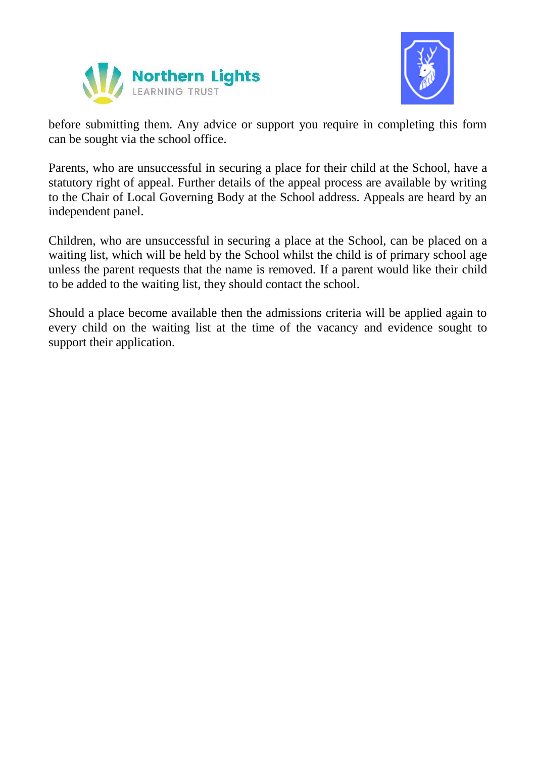before submitting them. Any advice or support you require in completing this form can be sought via the school office.

Parents, who are unsuccessful in securing a place for their child at the School, have a statutory right of appeal. Further details of the appeal process are available by writing to the Chair of Local Governing Body at the School address. Appeals are heard by an independent panel.

Children, who are unsuccessful in securing a place at the School, can be placed on a waiting list, which will be held by the School whilst the child is of primary school age unless the parent requests that the name is removed. If a parent would like their child to be added to the waiting list, they should contact the school.

Should a place become available then the admissions criteria will be applied again to every child on the waiting list at the time of the vacancy and evidence sought to support their application.